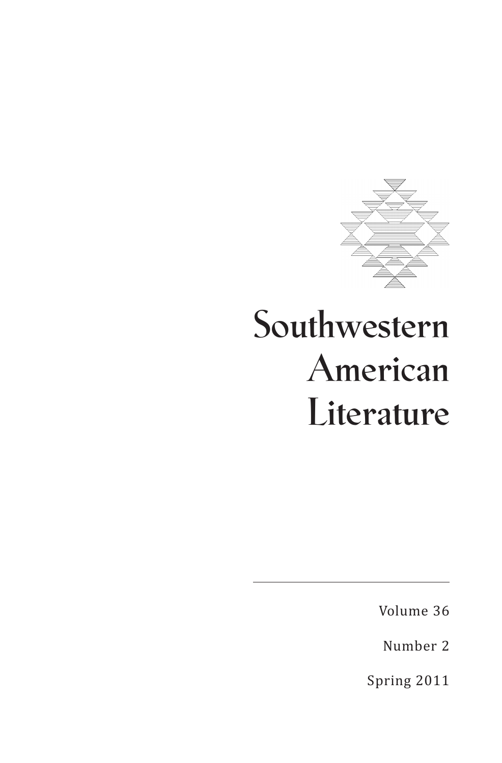# Southwestern American Literature

Volume 36

Number 2

Spring 2011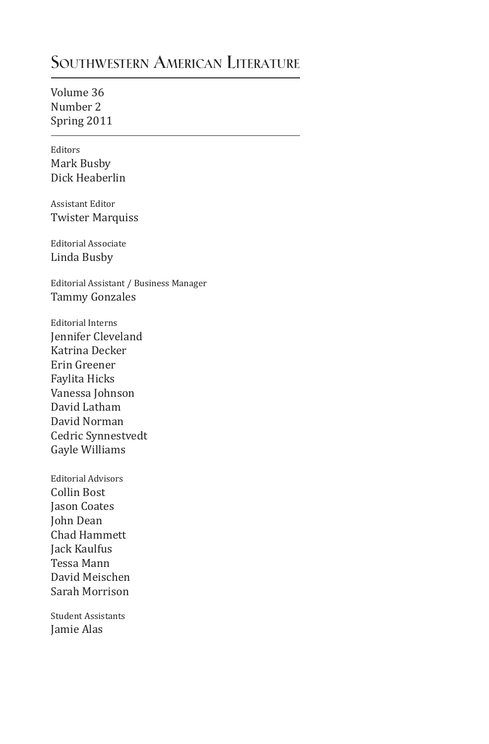# Southwestern American Literature

Volume 36
Number 2
Spring 2011

---

Editors
Mark Busby
Dick Heaberlin

Assistant Editor
Twister Marquiss

Editorial Associate
Linda Busby

Editorial Assistant / Business Manager
Tammy Gonzales

Editorial Interns
Jennifer Cleveland
Katrina Decker
Erin Greener
Faylita Hicks
Vanessa Johnson
David Latham
David Norman
Cedric Synnestvedt
Gayle Williams

Editorial Advisors
Collin Bost
Jason Coates
John Dean
Chad Hammett
Jack Kaulfus
Tessa Mann
David Meischen
Sarah Morrison

Student Assistants
Jamie Alas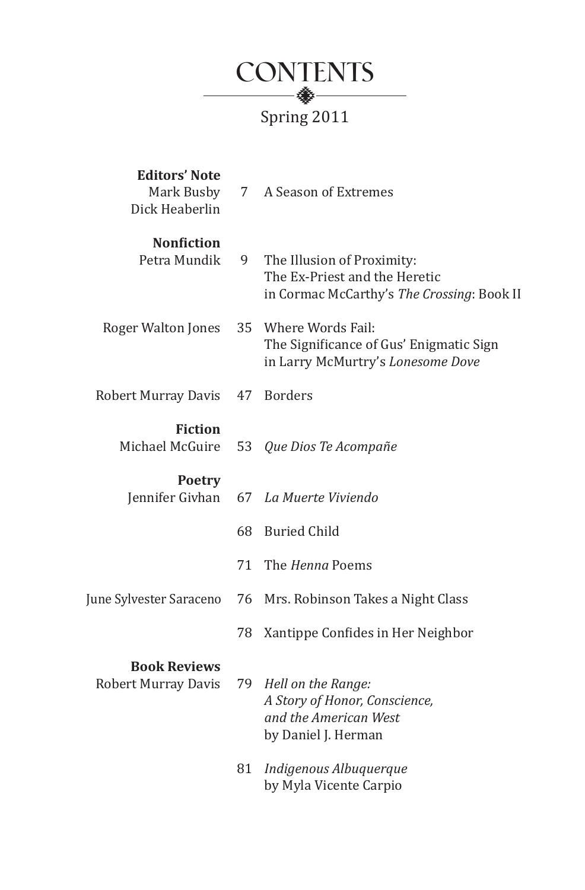# CONTENTS

Spring 2011

**Editors' Note**

Mark Busby, Dick Heaberlin — 7 — A Season of Extremes

**Nonfiction**

Petra Mundik — 9 — The Illusion of Proximity: The Ex-Priest and the Heretic in Cormac McCarthy's *The Crossing*: Book II

Roger Walton Jones — 35 — Where Words Fail: The Significance of Gus' Enigmatic Sign in Larry McMurtry's *Lonesome Dove*

Robert Murray Davis — 47 — Borders

**Fiction**

Michael McGuire — 53 — *Que Dios Te Acompañe*

**Poetry**

Jennifer Givhan — 67 — *La Muerte Viviendo*

68 — Buried Child

71 — The *Henna* Poems

June Sylvester Saraceno — 76 — Mrs. Robinson Takes a Night Class

78 — Xantippe Confides in Her Neighbor

**Book Reviews**

Robert Murray Davis — 79 — *Hell on the Range: A Story of Honor, Conscience, and the American West* by Daniel J. Herman

81 — *Indigenous Albuquerque* by Myla Vicente Carpio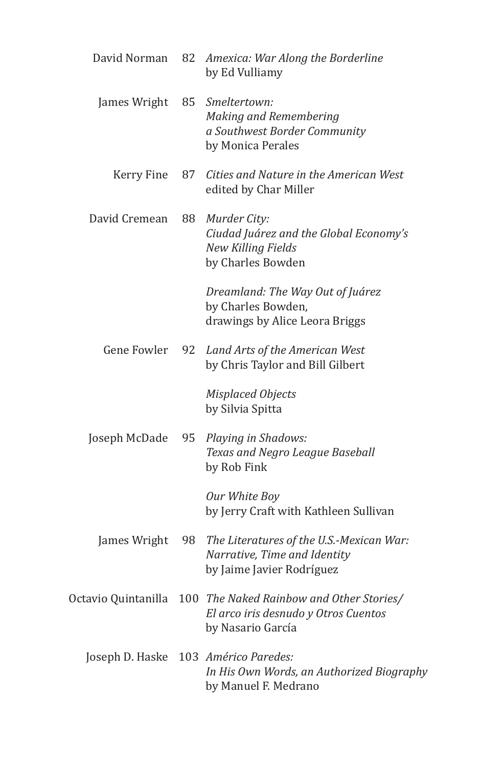David Norman 82 *Amexica: War Along the Borderline*
by Ed Vulliamy

James Wright 85 *Smeltertown:*
*Making and Remembering*
*a Southwest Border Community*
by Monica Perales

Kerry Fine 87 *Cities and Nature in the American West*
edited by Char Miller

David Cremean 88 *Murder City:*
*Ciudad Juárez and the Global Economy's*
*New Killing Fields*
by Charles Bowden

*Dreamland: The Way Out of Juárez*
by Charles Bowden,
drawings by Alice Leora Briggs

Gene Fowler 92 *Land Arts of the American West*
by Chris Taylor and Bill Gilbert

*Misplaced Objects*
by Silvia Spitta

Joseph McDade 95 *Playing in Shadows:*
*Texas and Negro League Baseball*
by Rob Fink

*Our White Boy*
by Jerry Craft with Kathleen Sullivan

James Wright 98 *The Literatures of the U.S.-Mexican War:*
*Narrative, Time and Identity*
by Jaime Javier Rodríguez

Octavio Quintanilla 100 *The Naked Rainbow and Other Stories/*
*El arco iris desnudo y Otros Cuentos*
by Nasario García

Joseph D. Haske 103 *Américo Paredes:*
*In His Own Words, an Authorized Biography*
by Manuel F. Medrano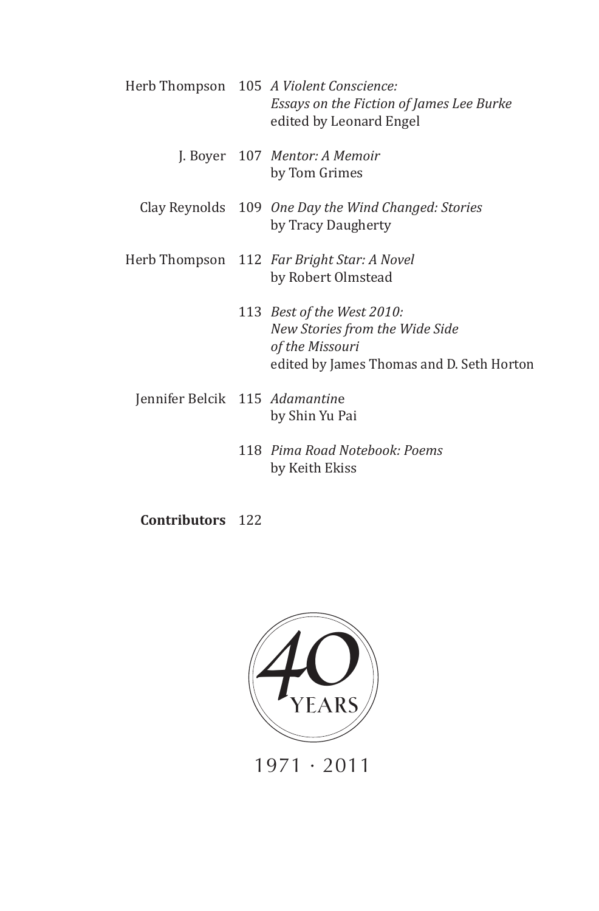Herb Thompson 105 *A Violent Conscience: Essays on the Fiction of James Lee Burke* edited by Leonard Engel

J. Boyer 107 *Mentor: A Memoir* by Tom Grimes

Clay Reynolds 109 *One Day the Wind Changed: Stories* by Tracy Daugherty

Herb Thompson 112 *Far Bright Star: A Novel* by Robert Olmstead

113 *Best of the West 2010: New Stories from the Wide Side of the Missouri* edited by James Thomas and D. Seth Horton

Jennifer Belcik 115 *Adamantin*e by Shin Yu Pai

118 *Pima Road Notebook: Poems* by Keith Ekiss

**Contributors** 122

40 YEARS

1971 · 2011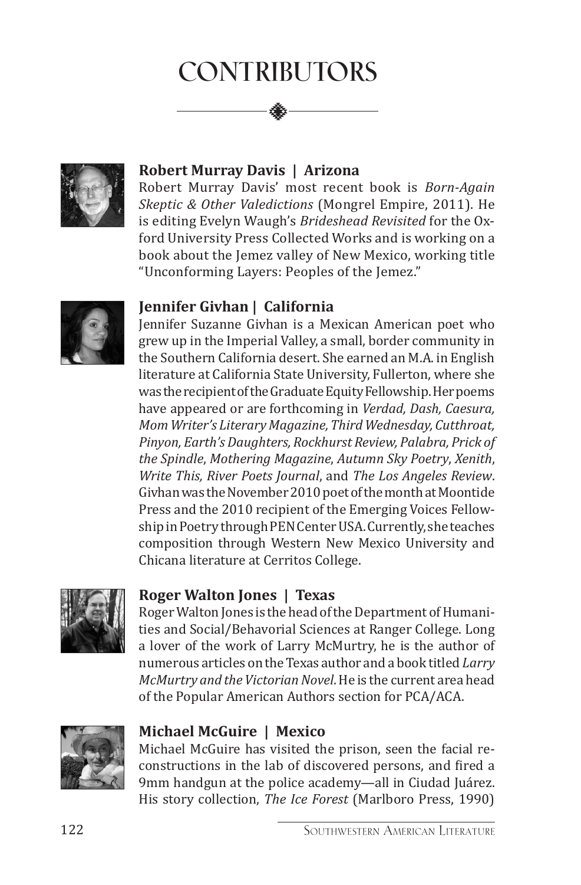# CONTRIBUTORS

**Robert Murray Davis | Arizona**

Robert Murray Davis' most recent book is *Born-Again Skeptic & Other Valedictions* (Mongrel Empire, 2011). He is editing Evelyn Waugh's *Brideshead Revisited* for the Oxford University Press Collected Works and is working on a book about the Jemez valley of New Mexico, working title "Unconforming Layers: Peoples of the Jemez."

**Jennifer Givhan | California**

Jennifer Suzanne Givhan is a Mexican American poet who grew up in the Imperial Valley, a small, border community in the Southern California desert. She earned an M.A. in English literature at California State University, Fullerton, where she was the recipient of the Graduate Equity Fellowship. Her poems have appeared or are forthcoming in *Verdad, Dash, Caesura, Mom Writer's Literary Magazine, Third Wednesday, Cutthroat, Pinyon, Earth's Daughters, Rockhurst Review, Palabra, Prick of the Spindle*, *Mothering Magazine*, *Autumn Sky Poetry*, *Xenith*, *Write This, River Poets Journal*, and *The Los Angeles Review*. Givhan was the November 2010 poet of the month at Moontide Press and the 2010 recipient of the Emerging Voices Fellowship in Poetry through PEN Center USA. Currently, she teaches composition through Western New Mexico University and Chicana literature at Cerritos College.

**Roger Walton Jones | Texas**

Roger Walton Jones is the head of the Department of Humanities and Social/Behavorial Sciences at Ranger College. Long a lover of the work of Larry McMurtry, he is the author of numerous articles on the Texas author and a book titled *Larry McMurtry and the Victorian Novel*. He is the current area head of the Popular American Authors section for PCA/ACA.

**Michael McGuire | Mexico**

Michael McGuire has visited the prison, seen the facial reconstructions in the lab of discovered persons, and fired a 9mm handgun at the police academy—all in Ciudad Juárez. His story collection, *The Ice Forest* (Marlboro Press, 1990)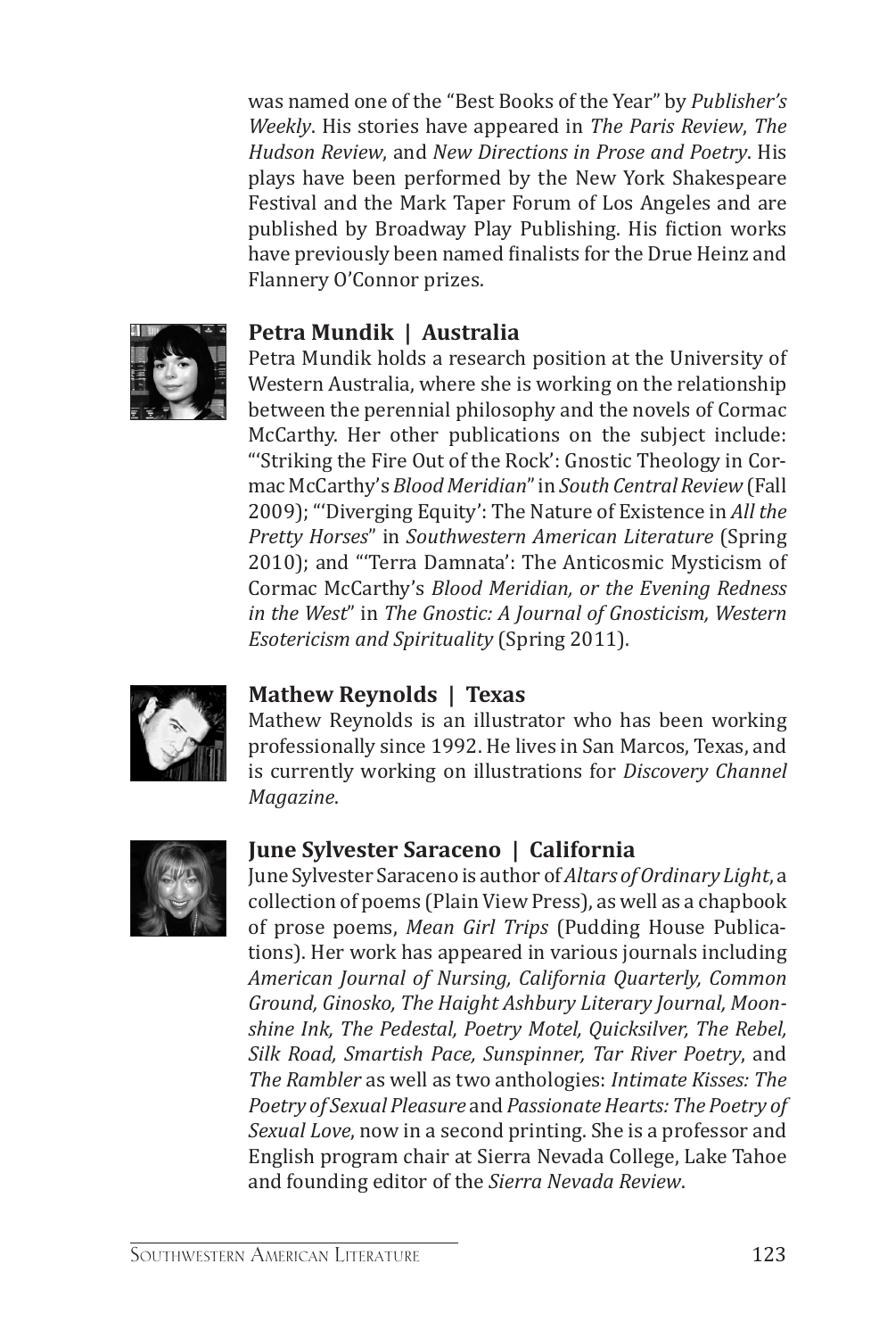was named one of the "Best Books of the Year" by *Publisher's Weekly*. His stories have appeared in *The Paris Review*, *The Hudson Review*, and *New Directions in Prose and Poetry*. His plays have been performed by the New York Shakespeare Festival and the Mark Taper Forum of Los Angeles and are published by Broadway Play Publishing. His fiction works have previously been named finalists for the Drue Heinz and Flannery O'Connor prizes.

**Petra Mundik | Australia**

Petra Mundik holds a research position at the University of Western Australia, where she is working on the relationship between the perennial philosophy and the novels of Cormac McCarthy. Her other publications on the subject include: "'Striking the Fire Out of the Rock': Gnostic Theology in Cormac McCarthy's *Blood Meridian*" in *South Central Review* (Fall 2009); "'Diverging Equity': The Nature of Existence in *All the Pretty Horses*" in *Southwestern American Literature* (Spring 2010); and "'Terra Damnata': The Anticosmic Mysticism of Cormac McCarthy's *Blood Meridian, or the Evening Redness in the West*" in *The Gnostic: A Journal of Gnosticism, Western Esotericism and Spirituality* (Spring 2011).

**Mathew Reynolds | Texas**

Mathew Reynolds is an illustrator who has been working professionally since 1992. He lives in San Marcos, Texas, and is currently working on illustrations for *Discovery Channel Magazine*.

**June Sylvester Saraceno | California**

June Sylvester Saraceno is author of *Altars of Ordinary Light*, a collection of poems (Plain View Press), as well as a chapbook of prose poems, *Mean Girl Trips* (Pudding House Publications). Her work has appeared in various journals including *American Journal of Nursing, California Quarterly, Common Ground, Ginosko, The Haight Ashbury Literary Journal, Moonshine Ink, The Pedestal, Poetry Motel, Quicksilver, The Rebel, Silk Road, Smartish Pace, Sunspinner, Tar River Poetry*, and *The Rambler* as well as two anthologies: *Intimate Kisses: The Poetry of Sexual Pleasure* and *Passionate Hearts: The Poetry of Sexual Love*, now in a second printing. She is a professor and English program chair at Sierra Nevada College, Lake Tahoe and founding editor of the *Sierra Nevada Review*.